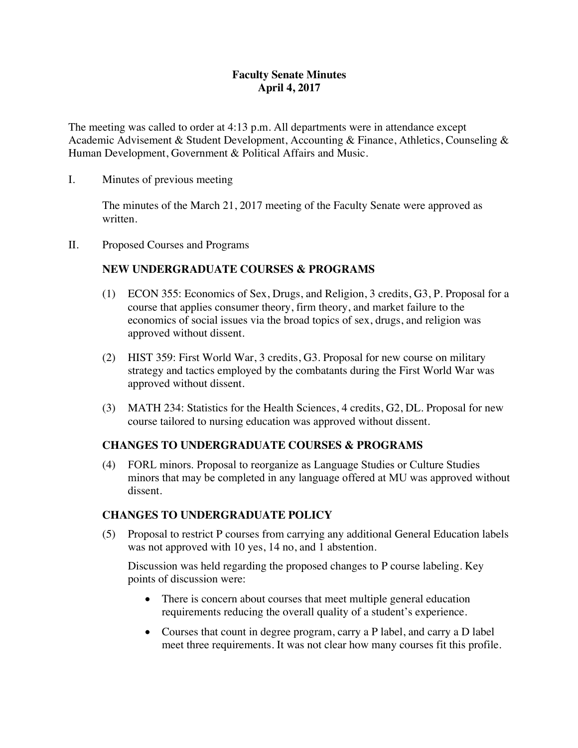# Faculty Senate Minutes
## April 4, 2017

The meeting was called to order at 4:13 p.m. All departments were in attendance except Academic Advisement & Student Development, Accounting & Finance, Athletics, Counseling & Human Development, Government & Political Affairs and Music.

I. Minutes of previous meeting

The minutes of the March 21, 2017 meeting of the Faculty Senate were approved as written.

II. Proposed Courses and Programs

### NEW UNDERGRADUATE COURSES & PROGRAMS

(1) ECON 355: Economics of Sex, Drugs, and Religion, 3 credits, G3, P. Proposal for a course that applies consumer theory, firm theory, and market failure to the economics of social issues via the broad topics of sex, drugs, and religion was approved without dissent.

(2) HIST 359: First World War, 3 credits, G3. Proposal for new course on military strategy and tactics employed by the combatants during the First World War was approved without dissent.

(3) MATH 234: Statistics for the Health Sciences, 4 credits, G2, DL. Proposal for new course tailored to nursing education was approved without dissent.

### CHANGES TO UNDERGRADUATE COURSES & PROGRAMS

(4) FORL minors. Proposal to reorganize as Language Studies or Culture Studies minors that may be completed in any language offered at MU was approved without dissent.

### CHANGES TO UNDERGRADUATE POLICY

(5) Proposal to restrict P courses from carrying any additional General Education labels was not approved with 10 yes, 14 no, and 1 abstention.

Discussion was held regarding the proposed changes to P course labeling. Key points of discussion were:

- There is concern about courses that meet multiple general education requirements reducing the overall quality of a student's experience.
- Courses that count in degree program, carry a P label, and carry a D label meet three requirements. It was not clear how many courses fit this profile.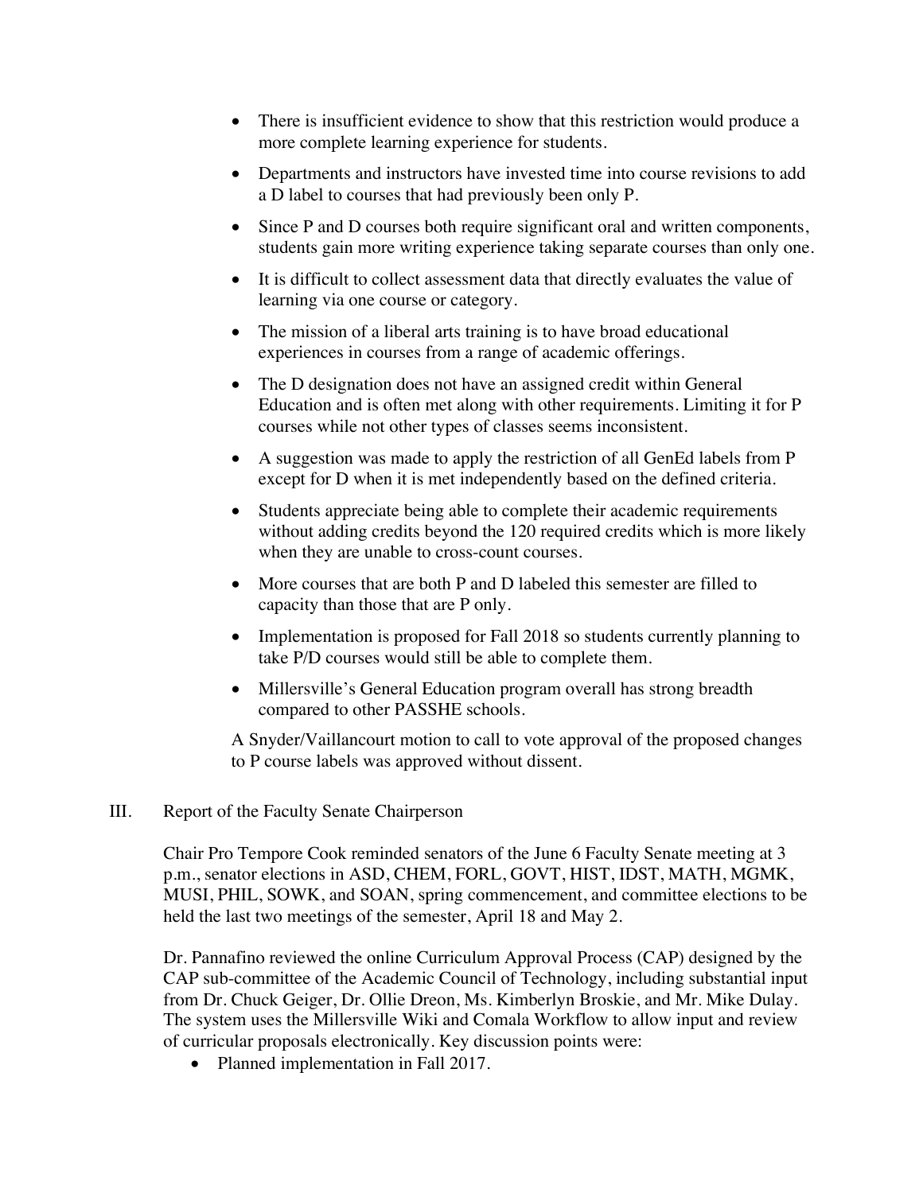- There is insufficient evidence to show that this restriction would produce a more complete learning experience for students.
- Departments and instructors have invested time into course revisions to add a D label to courses that had previously been only P.
- Since P and D courses both require significant oral and written components, students gain more writing experience taking separate courses than only one.
- It is difficult to collect assessment data that directly evaluates the value of learning via one course or category.
- The mission of a liberal arts training is to have broad educational experiences in courses from a range of academic offerings.
- The D designation does not have an assigned credit within General Education and is often met along with other requirements. Limiting it for P courses while not other types of classes seems inconsistent.
- A suggestion was made to apply the restriction of all GenEd labels from P except for D when it is met independently based on the defined criteria.
- Students appreciate being able to complete their academic requirements without adding credits beyond the 120 required credits which is more likely when they are unable to cross-count courses.
- More courses that are both P and D labeled this semester are filled to capacity than those that are P only.
- Implementation is proposed for Fall 2018 so students currently planning to take P/D courses would still be able to complete them.
- Millersville's General Education program overall has strong breadth compared to other PASSHE schools.

A Snyder/Vaillancourt motion to call to vote approval of the proposed changes to P course labels was approved without dissent.

III. Report of the Faculty Senate Chairperson

Chair Pro Tempore Cook reminded senators of the June 6 Faculty Senate meeting at 3 p.m., senator elections in ASD, CHEM, FORL, GOVT, HIST, IDST, MATH, MGMK, MUSI, PHIL, SOWK, and SOAN, spring commencement, and committee elections to be held the last two meetings of the semester, April 18 and May 2.

Dr. Pannafino reviewed the online Curriculum Approval Process (CAP) designed by the CAP sub-committee of the Academic Council of Technology, including substantial input from Dr. Chuck Geiger, Dr. Ollie Dreon, Ms. Kimberlyn Broskie, and Mr. Mike Dulay. The system uses the Millersville Wiki and Comala Workflow to allow input and review of curricular proposals electronically. Key discussion points were:

- Planned implementation in Fall 2017.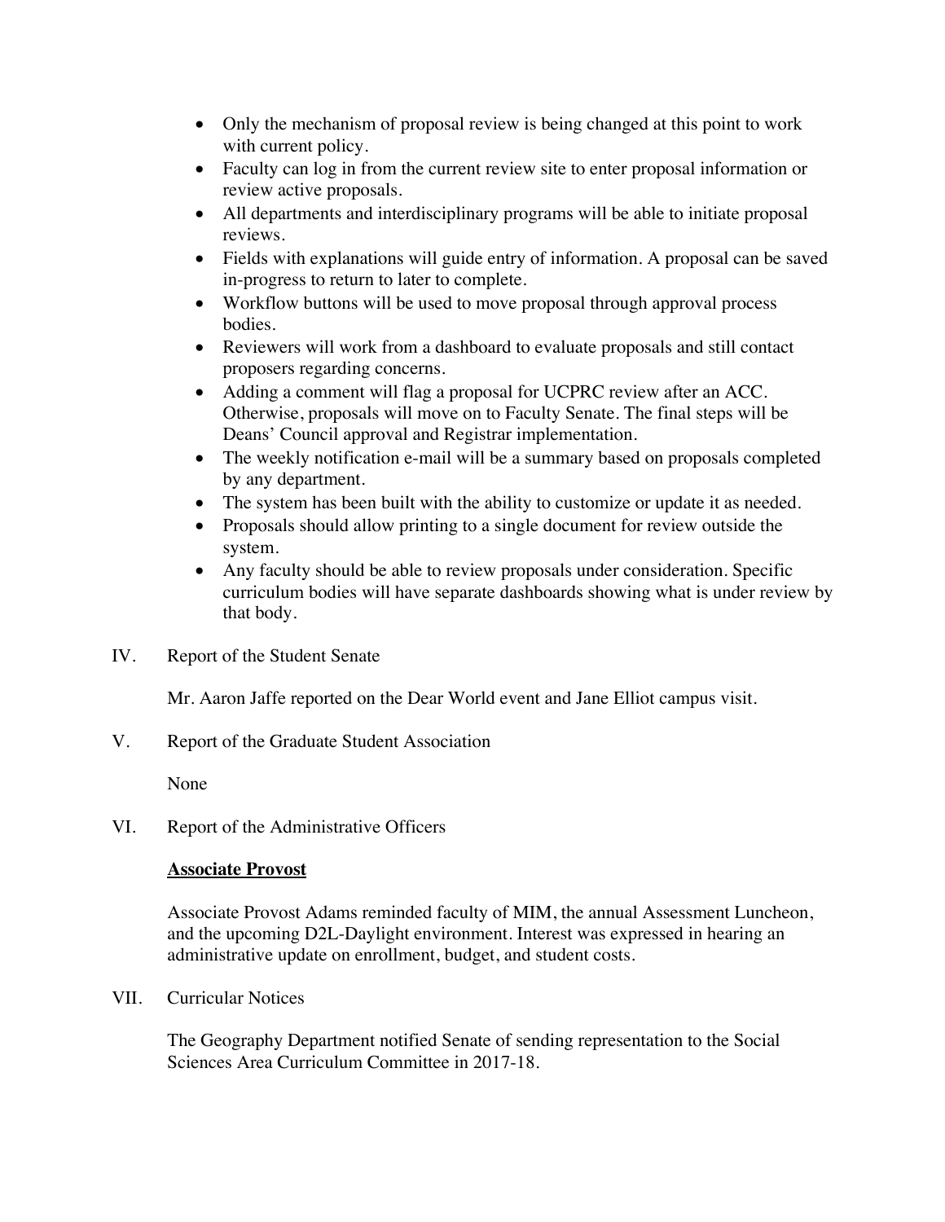- Only the mechanism of proposal review is being changed at this point to work with current policy.
- Faculty can log in from the current review site to enter proposal information or review active proposals.
- All departments and interdisciplinary programs will be able to initiate proposal reviews.
- Fields with explanations will guide entry of information. A proposal can be saved in-progress to return to later to complete.
- Workflow buttons will be used to move proposal through approval process bodies.
- Reviewers will work from a dashboard to evaluate proposals and still contact proposers regarding concerns.
- Adding a comment will flag a proposal for UCPRC review after an ACC. Otherwise, proposals will move on to Faculty Senate. The final steps will be Deans' Council approval and Registrar implementation.
- The weekly notification e-mail will be a summary based on proposals completed by any department.
- The system has been built with the ability to customize or update it as needed.
- Proposals should allow printing to a single document for review outside the system.
- Any faculty should be able to review proposals under consideration. Specific curriculum bodies will have separate dashboards showing what is under review by that body.

IV. Report of the Student Senate

Mr. Aaron Jaffe reported on the Dear World event and Jane Elliot campus visit.

V. Report of the Graduate Student Association

None

VI. Report of the Administrative Officers

**Associate Provost**

Associate Provost Adams reminded faculty of MIM, the annual Assessment Luncheon, and the upcoming D2L-Daylight environment. Interest was expressed in hearing an administrative update on enrollment, budget, and student costs.

VII. Curricular Notices

The Geography Department notified Senate of sending representation to the Social Sciences Area Curriculum Committee in 2017-18.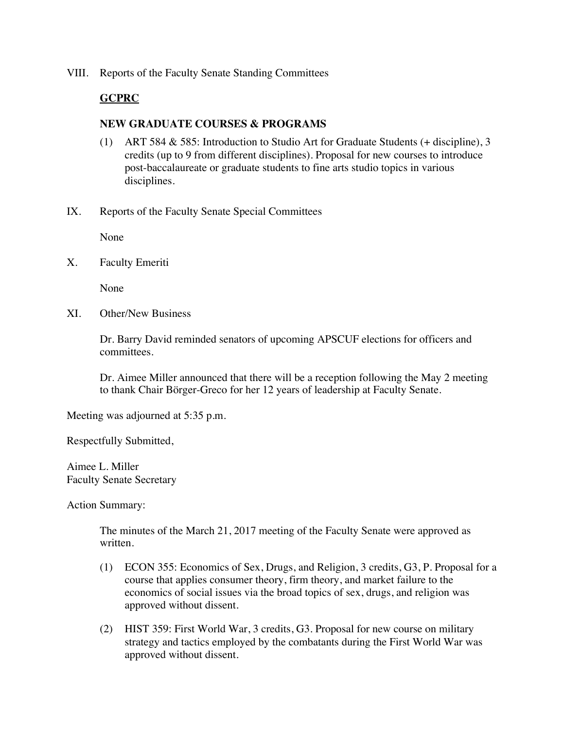VIII. Reports of the Faculty Senate Standing Committees

**GCPRC**

**NEW GRADUATE COURSES & PROGRAMS**

(1) ART 584 & 585: Introduction to Studio Art for Graduate Students (+ discipline), 3 credits (up to 9 from different disciplines). Proposal for new courses to introduce post-baccalaureate or graduate students to fine arts studio topics in various disciplines.

IX. Reports of the Faculty Senate Special Committees

None

X. Faculty Emeriti

None

XI. Other/New Business

Dr. Barry David reminded senators of upcoming APSCUF elections for officers and committees.

Dr. Aimee Miller announced that there will be a reception following the May 2 meeting to thank Chair Börger-Greco for her 12 years of leadership at Faculty Senate.

Meeting was adjourned at 5:35 p.m.

Respectfully Submitted,

Aimee L. Miller
Faculty Senate Secretary

Action Summary:

The minutes of the March 21, 2017 meeting of the Faculty Senate were approved as written.

(1) ECON 355: Economics of Sex, Drugs, and Religion, 3 credits, G3, P. Proposal for a course that applies consumer theory, firm theory, and market failure to the economics of social issues via the broad topics of sex, drugs, and religion was approved without dissent.

(2) HIST 359: First World War, 3 credits, G3. Proposal for new course on military strategy and tactics employed by the combatants during the First World War was approved without dissent.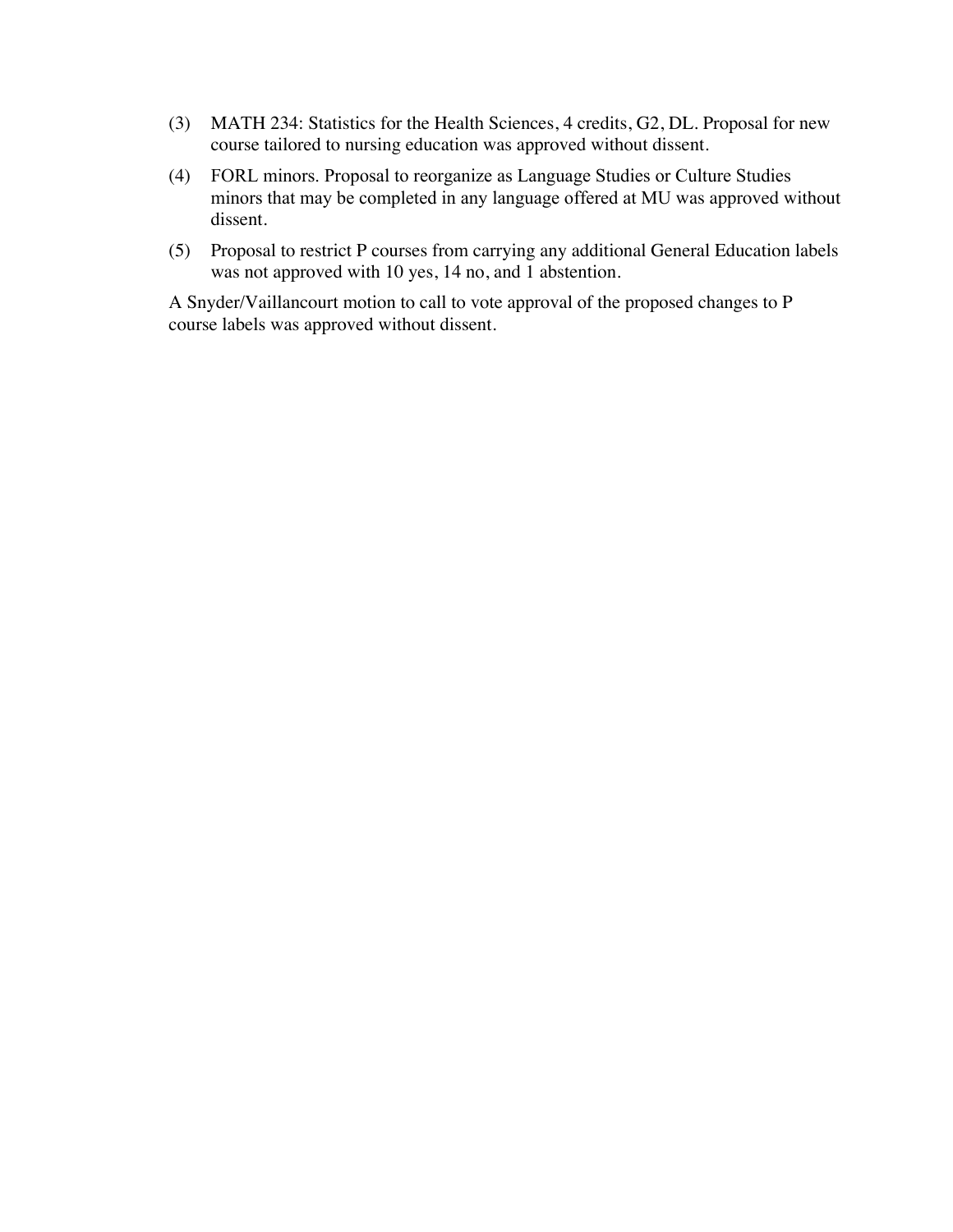(3) MATH 234: Statistics for the Health Sciences, 4 credits, G2, DL. Proposal for new course tailored to nursing education was approved without dissent.

(4) FORL minors. Proposal to reorganize as Language Studies or Culture Studies minors that may be completed in any language offered at MU was approved without dissent.

(5) Proposal to restrict P courses from carrying any additional General Education labels was not approved with 10 yes, 14 no, and 1 abstention.

A Snyder/Vaillancourt motion to call to vote approval of the proposed changes to P course labels was approved without dissent.